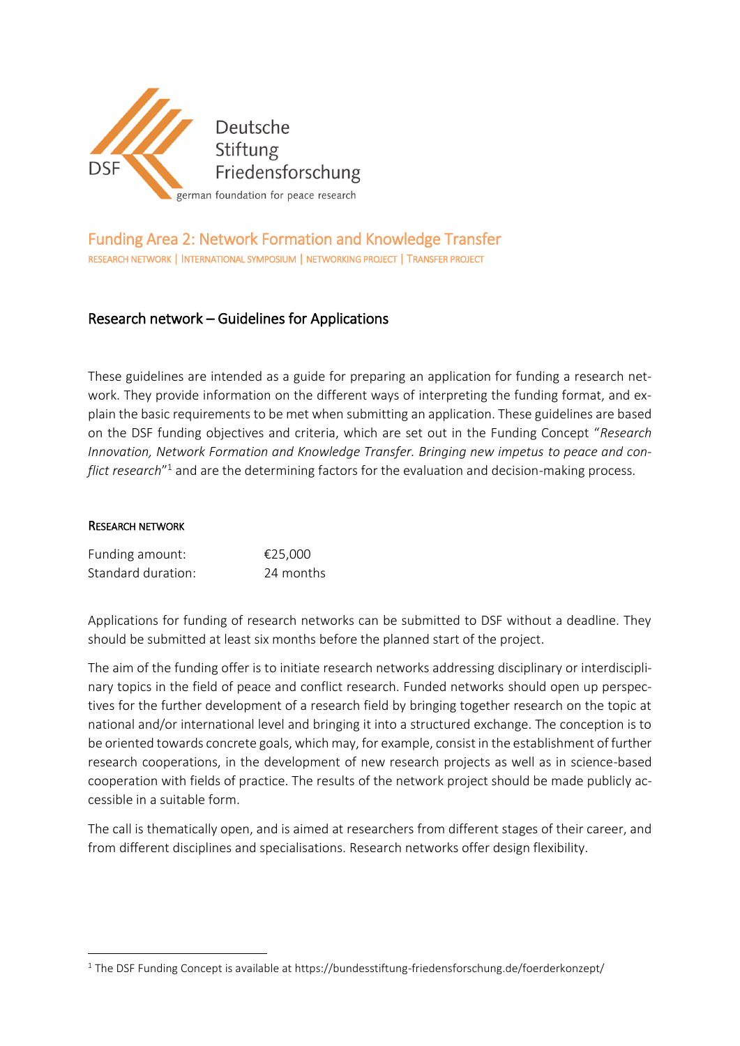Deutsche Stiftung Friedensforschung

german foundation for peace research

## Funding Area 2: Network Formation and Knowledge Transfer

RESEARCH NETWORK | INTERNATIONAL SYMPOSIUM | NETWORKING PROJECT | TRANSFER PROJECT

### Research network – Guidelines for Applications

These guidelines are intended as a guide for preparing an application for funding a research network. They provide information on the different ways of interpreting the funding format, and explain the basic requirements to be met when submitting an application. These guidelines are based on the DSF funding objectives and criteria, which are set out in the Funding Concept "*Research Innovation, Network Formation and Knowledge Transfer. Bringing new impetus to peace and conflict research*"[1] and are the determining factors for the evaluation and decision-making process.

#### RESEARCH NETWORK

| Funding amount: | €25,000 |
|---|---|
| Standard duration: | 24 months |

Applications for funding of research networks can be submitted to DSF without a deadline. They should be submitted at least six months before the planned start of the project.

The aim of the funding offer is to initiate research networks addressing disciplinary or interdisciplinary topics in the field of peace and conflict research. Funded networks should open up perspectives for the further development of a research field by bringing together research on the topic at national and/or international level and bringing it into a structured exchange. The conception is to be oriented towards concrete goals, which may, for example, consist in the establishment of further research cooperations, in the development of new research projects as well as in science-based cooperation with fields of practice. The results of the network project should be made publicly accessible in a suitable form.

The call is thematically open, and is aimed at researchers from different stages of their career, and from different disciplines and specialisations. Research networks offer design flexibility.

[1] The DSF Funding Concept is available at https://bundesstiftung-friedensforschung.de/foerderkonzept/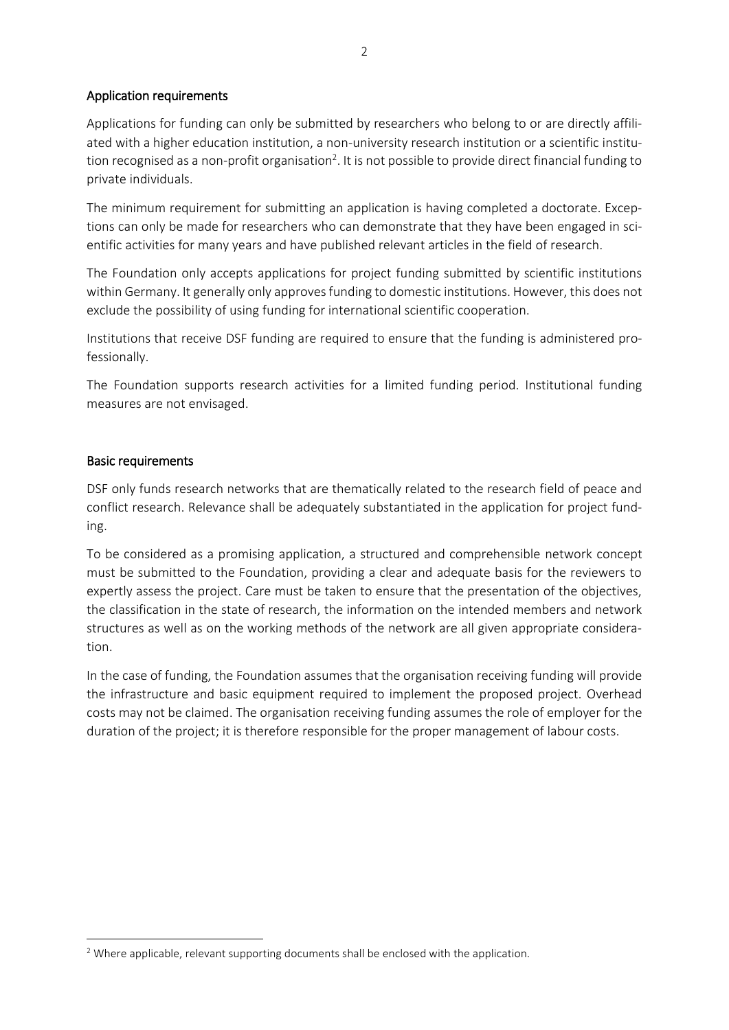## Application requirements

Applications for funding can only be submitted by researchers who belong to or are directly affiliated with a higher education institution, a non-university research institution or a scientific institution recognised as a non-profit organisation[2]. It is not possible to provide direct financial funding to private individuals.

The minimum requirement for submitting an application is having completed a doctorate. Exceptions can only be made for researchers who can demonstrate that they have been engaged in scientific activities for many years and have published relevant articles in the field of research.

The Foundation only accepts applications for project funding submitted by scientific institutions within Germany. It generally only approves funding to domestic institutions. However, this does not exclude the possibility of using funding for international scientific cooperation.

Institutions that receive DSF funding are required to ensure that the funding is administered professionally.

The Foundation supports research activities for a limited funding period. Institutional funding measures are not envisaged.

## Basic requirements

DSF only funds research networks that are thematically related to the research field of peace and conflict research. Relevance shall be adequately substantiated in the application for project funding.

To be considered as a promising application, a structured and comprehensible network concept must be submitted to the Foundation, providing a clear and adequate basis for the reviewers to expertly assess the project. Care must be taken to ensure that the presentation of the objectives, the classification in the state of research, the information on the intended members and network structures as well as on the working methods of the network are all given appropriate consideration.

In the case of funding, the Foundation assumes that the organisation receiving funding will provide the infrastructure and basic equipment required to implement the proposed project. Overhead costs may not be claimed. The organisation receiving funding assumes the role of employer for the duration of the project; it is therefore responsible for the proper management of labour costs.

---

[2] Where applicable, relevant supporting documents shall be enclosed with the application.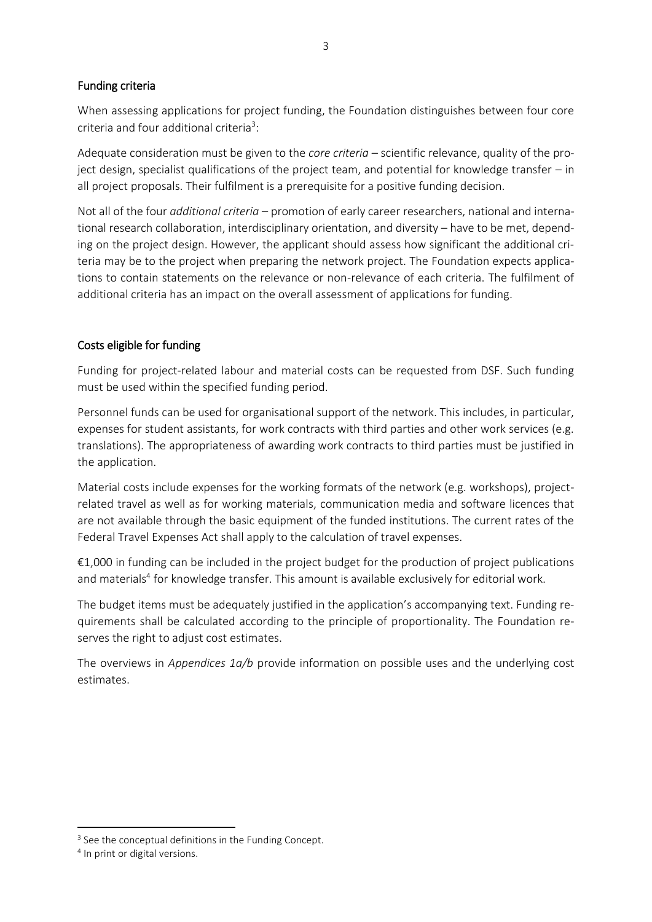## Funding criteria

When assessing applications for project funding, the Foundation distinguishes between four core criteria and four additional criteria[3]:

Adequate consideration must be given to the *core criteria* – scientific relevance, quality of the project design, specialist qualifications of the project team, and potential for knowledge transfer – in all project proposals. Their fulfilment is a prerequisite for a positive funding decision.

Not all of the four *additional criteria* – promotion of early career researchers, national and international research collaboration, interdisciplinary orientation, and diversity – have to be met, depending on the project design. However, the applicant should assess how significant the additional criteria may be to the project when preparing the network project. The Foundation expects applications to contain statements on the relevance or non-relevance of each criteria. The fulfilment of additional criteria has an impact on the overall assessment of applications for funding.

## Costs eligible for funding

Funding for project-related labour and material costs can be requested from DSF. Such funding must be used within the specified funding period.

Personnel funds can be used for organisational support of the network. This includes, in particular, expenses for student assistants, for work contracts with third parties and other work services (e.g. translations). The appropriateness of awarding work contracts to third parties must be justified in the application.

Material costs include expenses for the working formats of the network (e.g. workshops), project-related travel as well as for working materials, communication media and software licences that are not available through the basic equipment of the funded institutions. The current rates of the Federal Travel Expenses Act shall apply to the calculation of travel expenses.

€1,000 in funding can be included in the project budget for the production of project publications and materials[4] for knowledge transfer. This amount is available exclusively for editorial work.

The budget items must be adequately justified in the application's accompanying text. Funding requirements shall be calculated according to the principle of proportionality. The Foundation reserves the right to adjust cost estimates.

The overviews in *Appendices 1a/b* provide information on possible uses and the underlying cost estimates.

---

[3] See the conceptual definitions in the Funding Concept.

[4] In print or digital versions.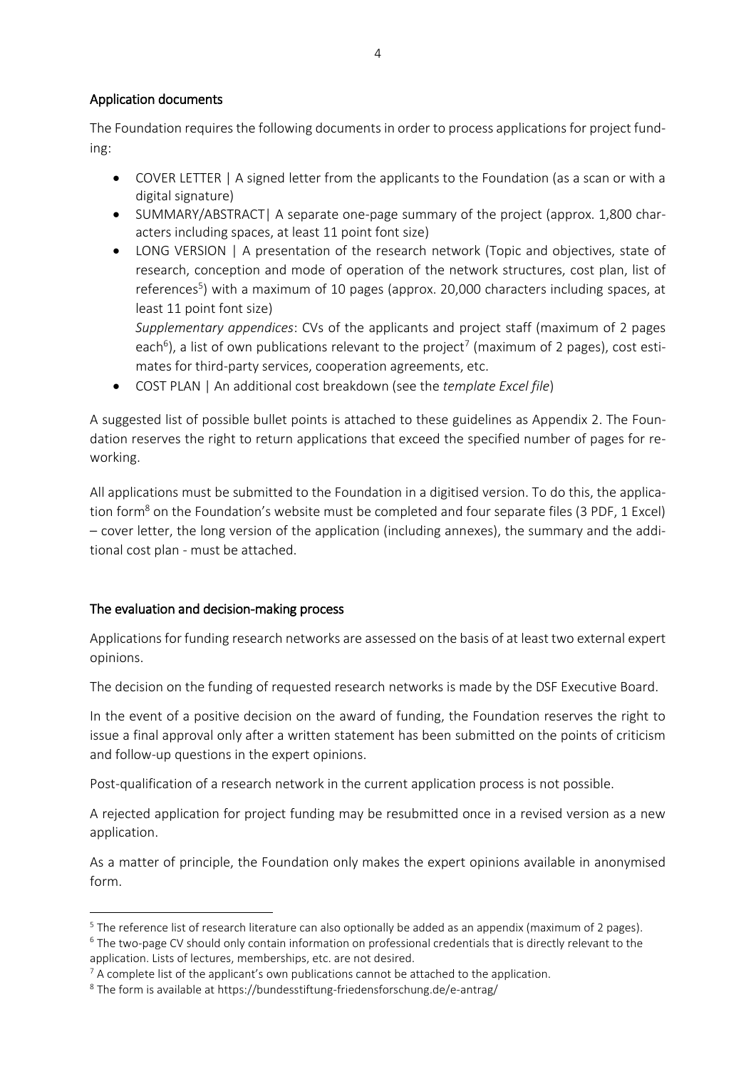## Application documents

The Foundation requires the following documents in order to process applications for project funding:

- COVER LETTER | A signed letter from the applicants to the Foundation (as a scan or with a digital signature)
- SUMMARY/ABSTRACT| A separate one-page summary of the project (approx. 1,800 characters including spaces, at least 11 point font size)
- LONG VERSION | A presentation of the research network (Topic and objectives, state of research, conception and mode of operation of the network structures, cost plan, list of references[5]) with a maximum of 10 pages (approx. 20,000 characters including spaces, at least 11 point font size)

  *Supplementary appendices*: CVs of the applicants and project staff (maximum of 2 pages each[6]), a list of own publications relevant to the project[7] (maximum of 2 pages), cost estimates for third-party services, cooperation agreements, etc.
- COST PLAN | An additional cost breakdown (see the *template Excel file*)

A suggested list of possible bullet points is attached to these guidelines as Appendix 2. The Foundation reserves the right to return applications that exceed the specified number of pages for reworking.

All applications must be submitted to the Foundation in a digitised version. To do this, the application form[8] on the Foundation's website must be completed and four separate files (3 PDF, 1 Excel) – cover letter, the long version of the application (including annexes), the summary and the additional cost plan - must be attached.

## The evaluation and decision-making process

Applications for funding research networks are assessed on the basis of at least two external expert opinions.

The decision on the funding of requested research networks is made by the DSF Executive Board.

In the event of a positive decision on the award of funding, the Foundation reserves the right to issue a final approval only after a written statement has been submitted on the points of criticism and follow-up questions in the expert opinions.

Post-qualification of a research network in the current application process is not possible.

A rejected application for project funding may be resubmitted once in a revised version as a new application.

As a matter of principle, the Foundation only makes the expert opinions available in anonymised form.

---

[5] The reference list of research literature can also optionally be added as an appendix (maximum of 2 pages).

[6] The two-page CV should only contain information on professional credentials that is directly relevant to the application. Lists of lectures, memberships, etc. are not desired.

[7] A complete list of the applicant's own publications cannot be attached to the application.

[8] The form is available at https://bundesstiftung-friedensforschung.de/e-antrag/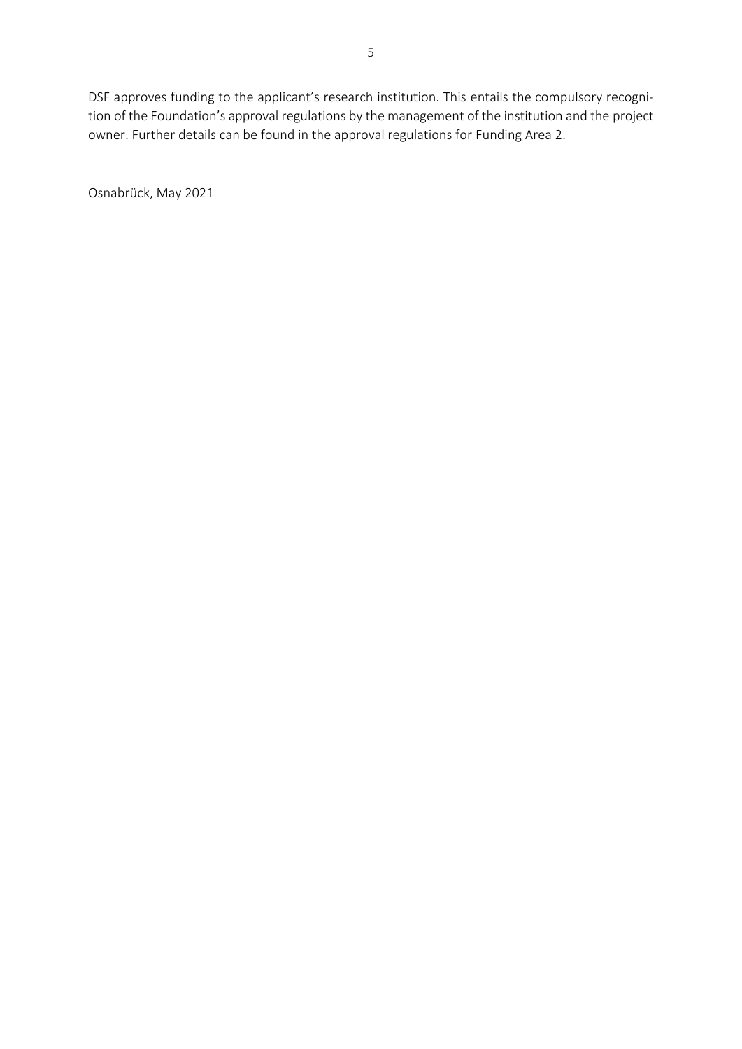DSF approves funding to the applicant's research institution. This entails the compulsory recognition of the Foundation's approval regulations by the management of the institution and the project owner. Further details can be found in the approval regulations for Funding Area 2.

Osnabrück, May 2021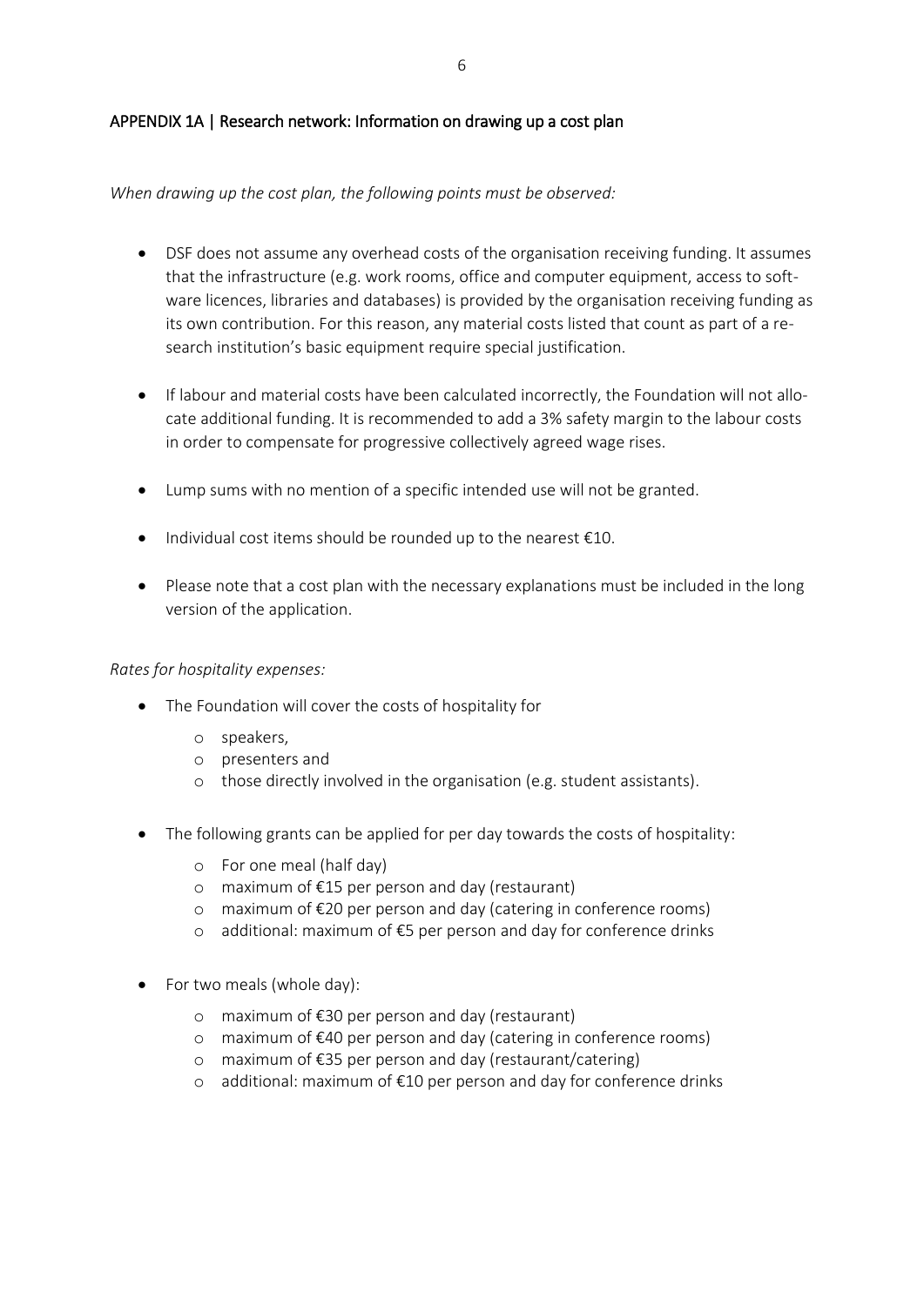## APPENDIX 1A | Research network: Information on drawing up a cost plan

*When drawing up the cost plan, the following points must be observed:*

- DSF does not assume any overhead costs of the organisation receiving funding. It assumes that the infrastructure (e.g. work rooms, office and computer equipment, access to software licences, libraries and databases) is provided by the organisation receiving funding as its own contribution. For this reason, any material costs listed that count as part of a research institution's basic equipment require special justification.
- If labour and material costs have been calculated incorrectly, the Foundation will not allocate additional funding. It is recommended to add a 3% safety margin to the labour costs in order to compensate for progressive collectively agreed wage rises.
- Lump sums with no mention of a specific intended use will not be granted.
- Individual cost items should be rounded up to the nearest €10.
- Please note that a cost plan with the necessary explanations must be included in the long version of the application.

*Rates for hospitality expenses:*

- The Foundation will cover the costs of hospitality for
  - speakers,
  - presenters and
  - those directly involved in the organisation (e.g. student assistants).
- The following grants can be applied for per day towards the costs of hospitality:
  - For one meal (half day)
  - maximum of €15 per person and day (restaurant)
  - maximum of €20 per person and day (catering in conference rooms)
  - additional: maximum of €5 per person and day for conference drinks
- For two meals (whole day):
  - maximum of €30 per person and day (restaurant)
  - maximum of €40 per person and day (catering in conference rooms)
  - maximum of €35 per person and day (restaurant/catering)
  - additional: maximum of €10 per person and day for conference drinks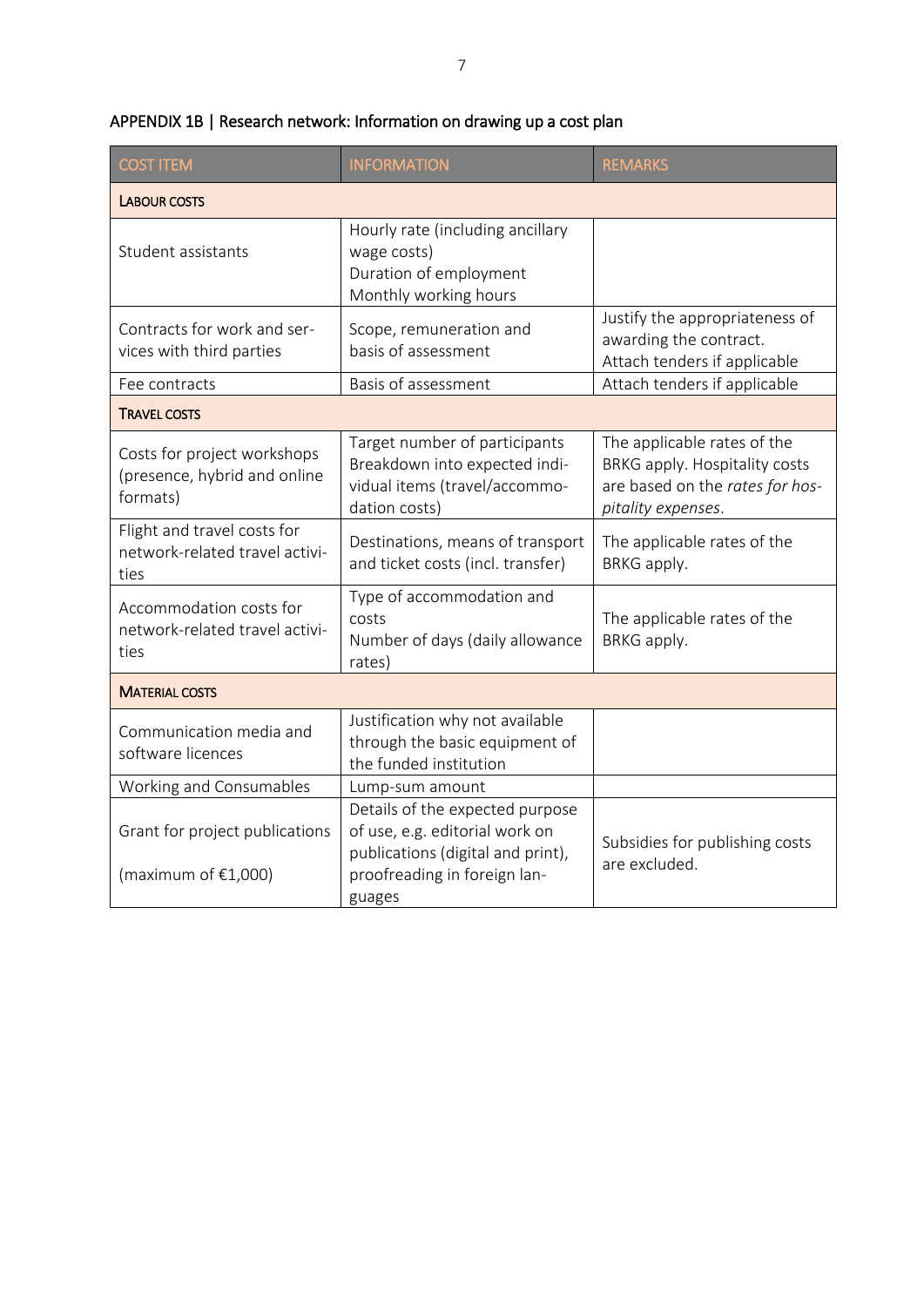## APPENDIX 1B | Research network: Information on drawing up a cost plan

| COST ITEM | INFORMATION | REMARKS |
|---|---|---|
| **LABOUR COSTS** | | |
| Student assistants | Hourly rate (including ancillary wage costs)<br>Duration of employment<br>Monthly working hours | |
| Contracts for work and services with third parties | Scope, remuneration and basis of assessment | Justify the appropriateness of awarding the contract.<br>Attach tenders if applicable |
| Fee contracts | Basis of assessment | Attach tenders if applicable |
| **TRAVEL COSTS** | | |
| Costs for project workshops (presence, hybrid and online formats) | Target number of participants<br>Breakdown into expected individual items (travel/accommodation costs) | The applicable rates of the BRKG apply. Hospitality costs are based on the *rates for hospitality expenses*. |
| Flight and travel costs for network-related travel activities | Destinations, means of transport and ticket costs (incl. transfer) | The applicable rates of the BRKG apply. |
| Accommodation costs for network-related travel activities | Type of accommodation and costs<br>Number of days (daily allowance rates) | The applicable rates of the BRKG apply. |
| **MATERIAL COSTS** | | |
| Communication media and software licences | Justification why not available through the basic equipment of the funded institution | |
| Working and Consumables | Lump-sum amount | |
| Grant for project publications<br><br>(maximum of €1,000) | Details of the expected purpose of use, e.g. editorial work on publications (digital and print), proofreading in foreign languages | Subsidies for publishing costs are excluded. |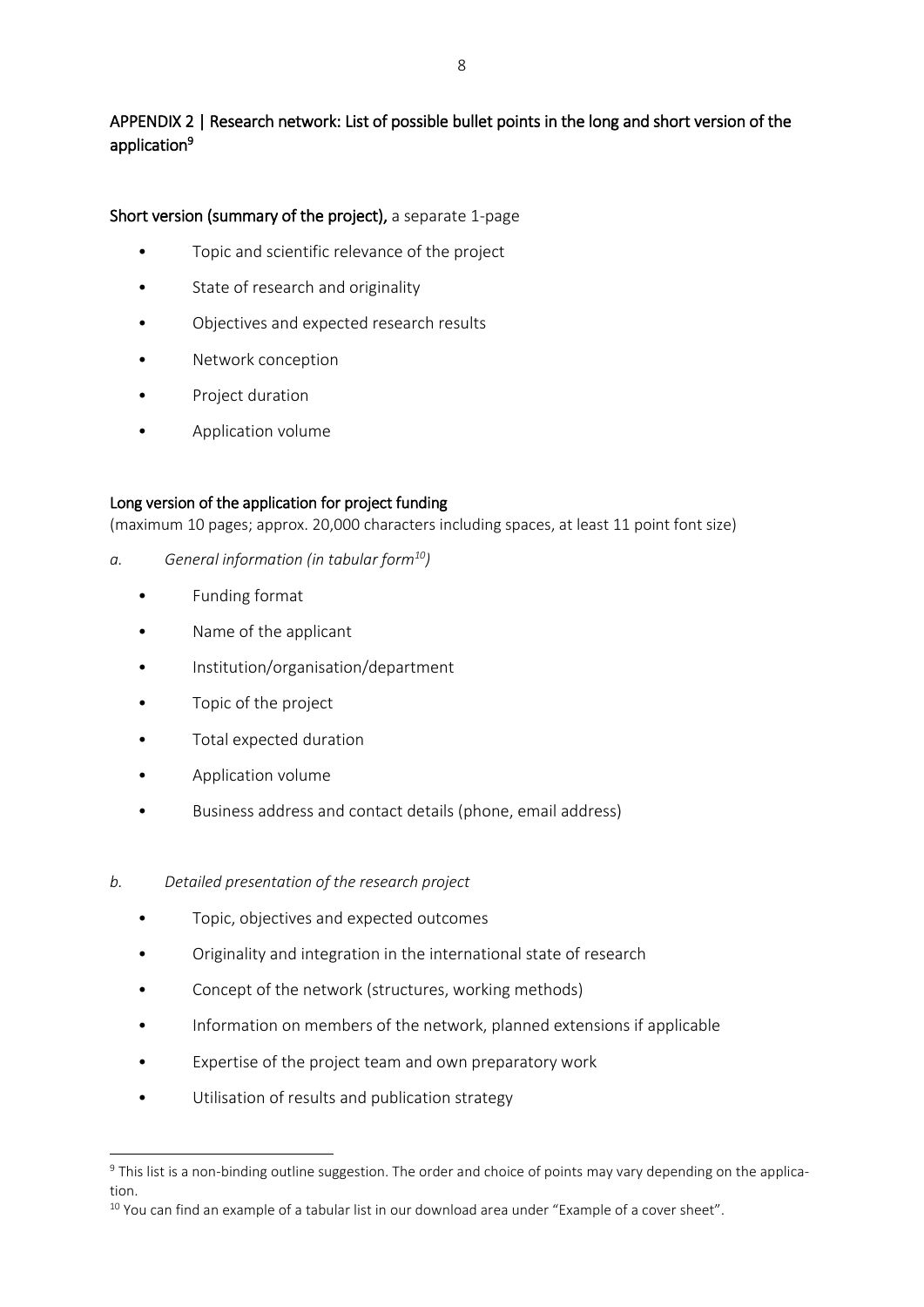## APPENDIX 2 | Research network: List of possible bullet points in the long and short version of the application[9]

### Short version (summary of the project), a separate 1-page

- Topic and scientific relevance of the project
- State of research and originality
- Objectives and expected research results
- Network conception
- Project duration
- Application volume

### Long version of the application for project funding

(maximum 10 pages; approx. 20,000 characters including spaces, at least 11 point font size)

*a. General information (in tabular form[10])*

- Funding format
- Name of the applicant
- Institution/organisation/department
- Topic of the project
- Total expected duration
- Application volume
- Business address and contact details (phone, email address)

*b. Detailed presentation of the research project*

- Topic, objectives and expected outcomes
- Originality and integration in the international state of research
- Concept of the network (structures, working methods)
- Information on members of the network, planned extensions if applicable
- Expertise of the project team and own preparatory work
- Utilisation of results and publication strategy

---

[9] This list is a non-binding outline suggestion. The order and choice of points may vary depending on the application.

[10] You can find an example of a tabular list in our download area under "Example of a cover sheet".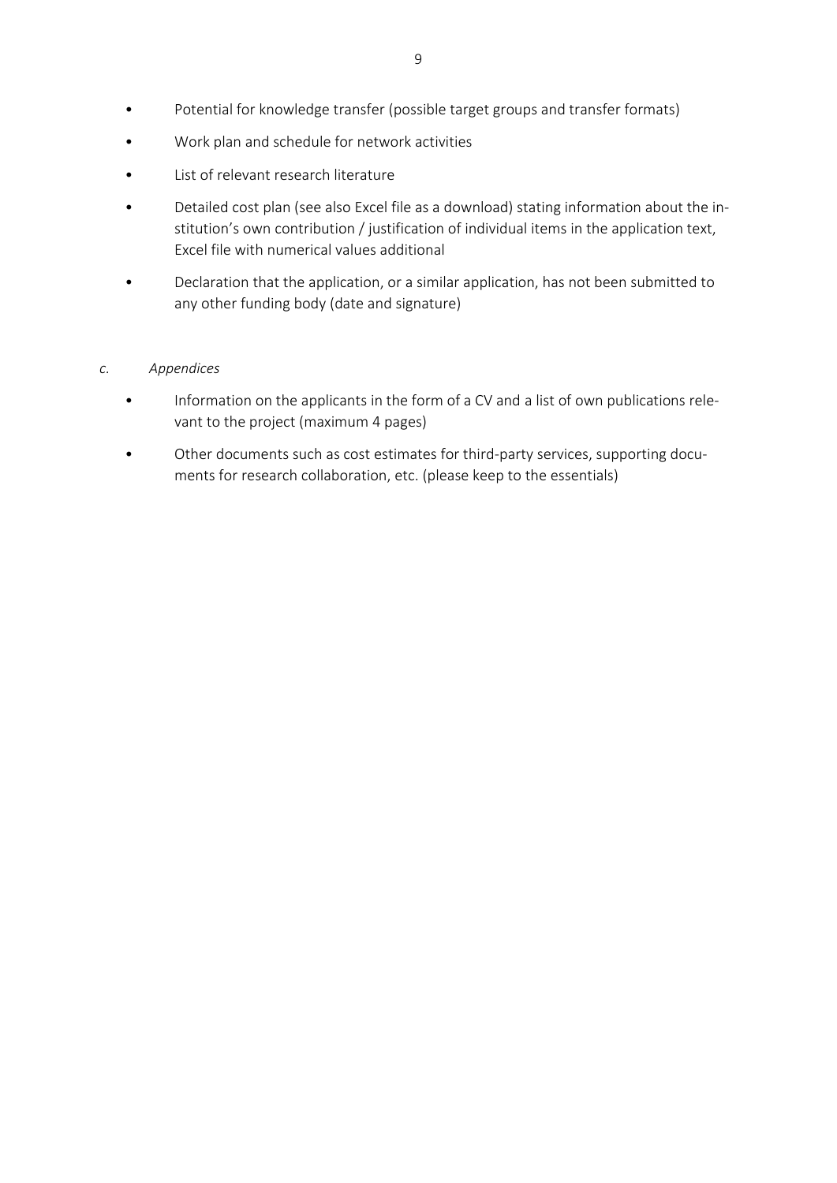- Potential for knowledge transfer (possible target groups and transfer formats)
- Work plan and schedule for network activities
- List of relevant research literature
- Detailed cost plan (see also Excel file as a download) stating information about the institution's own contribution / justification of individual items in the application text, Excel file with numerical values additional
- Declaration that the application, or a similar application, has not been submitted to any other funding body (date and signature)

*c. Appendices*

- Information on the applicants in the form of a CV and a list of own publications relevant to the project (maximum 4 pages)
- Other documents such as cost estimates for third-party services, supporting documents for research collaboration, etc. (please keep to the essentials)